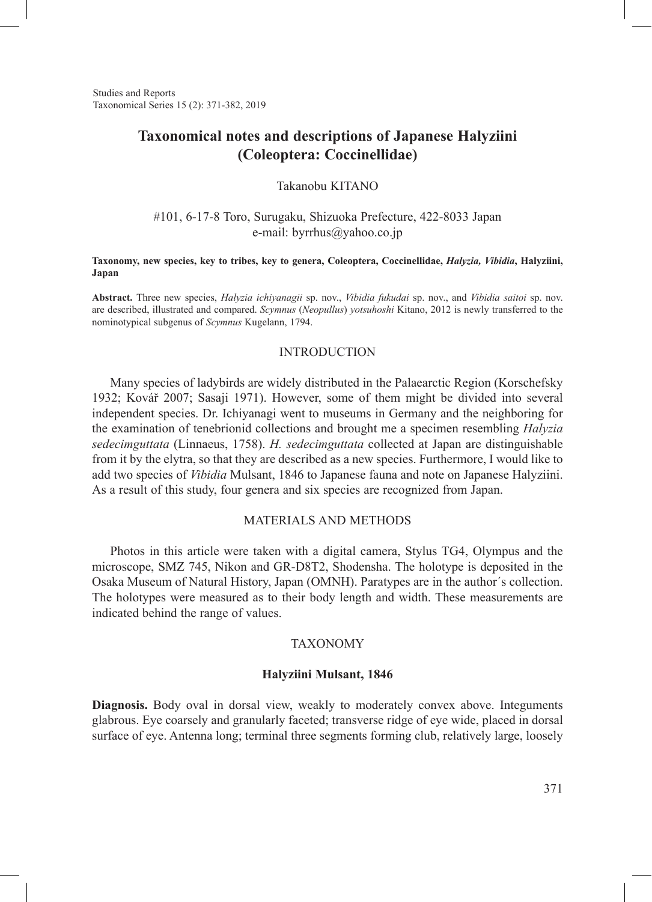# Taxonomical notes and descriptions of Japanese Halyziini (Coleoptera: Coccinellidae)

Takanobu KITANO

#101, 6-17-8 Toro, Surugaku, Shizuoka Prefecture, 422-8033 Japan
e-mail: byrrhus@yahoo.co.jp

**Taxonomy, new species, key to tribes, key to genera, Coleoptera, Coccinellidae, *Halyzia, Vibidia*, Halyziini, Japan**

**Abstract.** Three new species, *Halyzia ichiyanagii* sp. nov., *Vibidia fukudai* sp. nov., and *Vibidia saitoi* sp. nov. are described, illustrated and compared. *Scymnus* (*Neopullus*) *yotsuhoshi* Kitano, 2012 is newly transferred to the nominotypical subgenus of *Scymnus* Kugelann, 1794.

## INTRODUCTION

Many species of ladybirds are widely distributed in the Palaearctic Region (Korschefsky 1932; Kovář 2007; Sasaji 1971). However, some of them might be divided into several independent species. Dr. Ichiyanagi went to museums in Germany and the neighboring for the examination of tenebrionid collections and brought me a specimen resembling *Halyzia sedecimguttata* (Linnaeus, 1758). *H. sedecimguttata* collected at Japan are distinguishable from it by the elytra, so that they are described as a new species. Furthermore, I would like to add two species of *Vibidia* Mulsant, 1846 to Japanese fauna and note on Japanese Halyziini. As a result of this study, four genera and six species are recognized from Japan.

## MATERIALS AND METHODS

Photos in this article were taken with a digital camera, Stylus TG4, Olympus and the microscope, SMZ 745, Nikon and GR-D8T2, Shodensha. The holotype is deposited in the Osaka Museum of Natural History, Japan (OMNH). Paratypes are in the author´s collection. The holotypes were measured as to their body length and width. These measurements are indicated behind the range of values.

## TAXONOMY

### Halyziini Mulsant, 1846

**Diagnosis.** Body oval in dorsal view, weakly to moderately convex above. Integuments glabrous. Eye coarsely and granularly faceted; transverse ridge of eye wide, placed in dorsal surface of eye. Antenna long; terminal three segments forming club, relatively large, loosely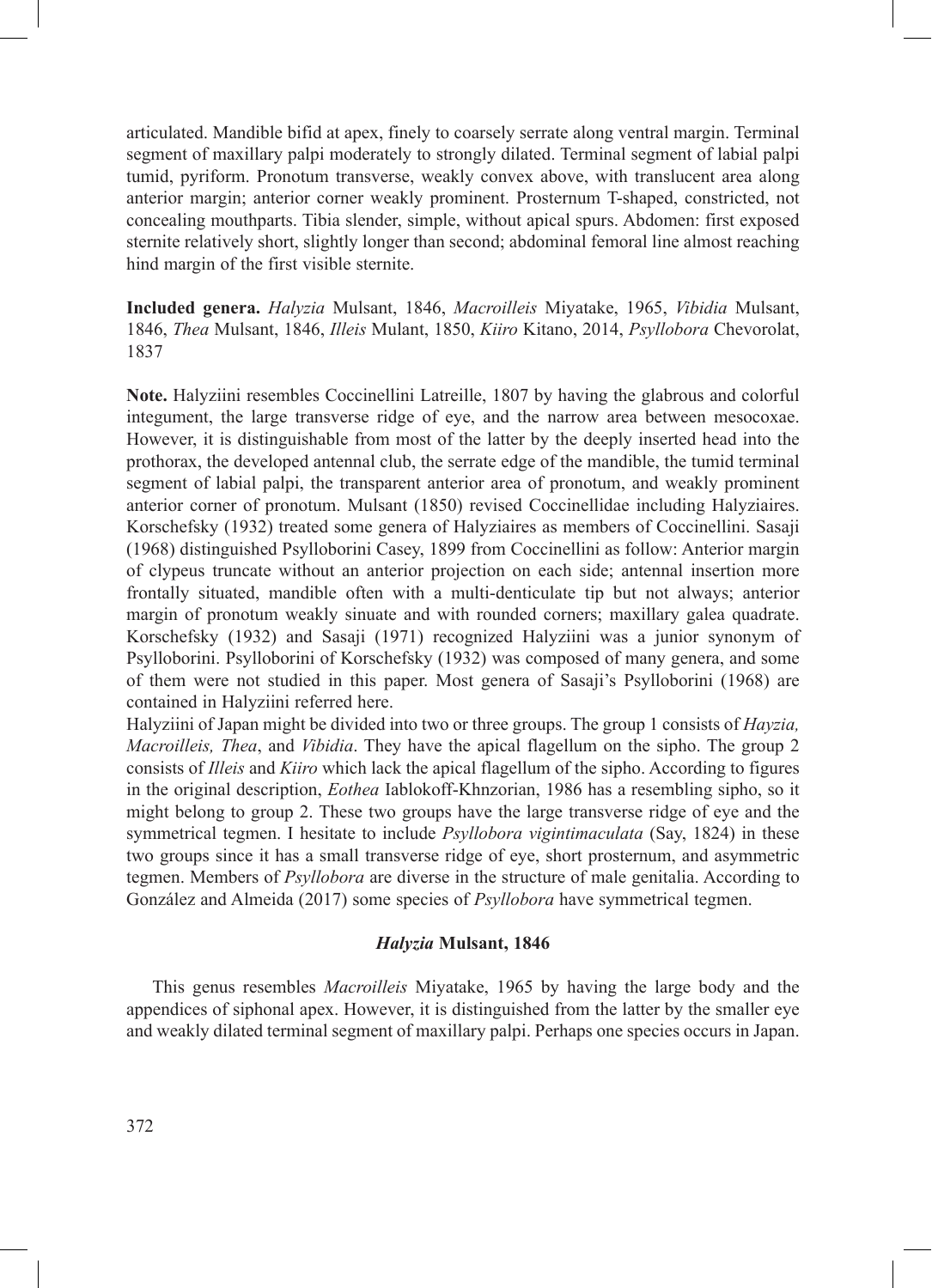articulated. Mandible bifid at apex, finely to coarsely serrate along ventral margin. Terminal segment of maxillary palpi moderately to strongly dilated. Terminal segment of labial palpi tumid, pyriform. Pronotum transverse, weakly convex above, with translucent area along anterior margin; anterior corner weakly prominent. Prosternum T-shaped, constricted, not concealing mouthparts. Tibia slender, simple, without apical spurs. Abdomen: first exposed sternite relatively short, slightly longer than second; abdominal femoral line almost reaching hind margin of the first visible sternite.

**Included genera.** *Halyzia* Mulsant, 1846, *Macroilleis* Miyatake, 1965, *Vibidia* Mulsant, 1846, *Thea* Mulsant, 1846, *Illeis* Mulant, 1850, *Kiiro* Kitano, 2014, *Psyllobora* Chevorolat, 1837

**Note.** Halyziini resembles Coccinellini Latreille, 1807 by having the glabrous and colorful integument, the large transverse ridge of eye, and the narrow area between mesocoxae. However, it is distinguishable from most of the latter by the deeply inserted head into the prothorax, the developed antennal club, the serrate edge of the mandible, the tumid terminal segment of labial palpi, the transparent anterior area of pronotum, and weakly prominent anterior corner of pronotum. Mulsant (1850) revised Coccinellidae including Halyziaires. Korschefsky (1932) treated some genera of Halyziaires as members of Coccinellini. Sasaji (1968) distinguished Psylloborini Casey, 1899 from Coccinellini as follow: Anterior margin of clypeus truncate without an anterior projection on each side; antennal insertion more frontally situated, mandible often with a multi-denticulate tip but not always; anterior margin of pronotum weakly sinuate and with rounded corners; maxillary galea quadrate. Korschefsky (1932) and Sasaji (1971) recognized Halyziini was a junior synonym of Psylloborini. Psylloborini of Korschefsky (1932) was composed of many genera, and some of them were not studied in this paper. Most genera of Sasaji's Psylloborini (1968) are contained in Halyziini referred here.

Halyziini of Japan might be divided into two or three groups. The group 1 consists of *Hayzia, Macroilleis, Thea*, and *Vibidia*. They have the apical flagellum on the sipho. The group 2 consists of *Illeis* and *Kiiro* which lack the apical flagellum of the sipho. According to figures in the original description, *Eothea* Iablokoff-Khnzorian, 1986 has a resembling sipho, so it might belong to group 2. These two groups have the large transverse ridge of eye and the symmetrical tegmen. I hesitate to include *Psyllobora vigintimaculata* (Say, 1824) in these two groups since it has a small transverse ridge of eye, short prosternum, and asymmetric tegmen. Members of *Psyllobora* are diverse in the structure of male genitalia. According to González and Almeida (2017) some species of *Psyllobora* have symmetrical tegmen.

### *Halyzia* Mulsant, 1846

This genus resembles *Macroilleis* Miyatake, 1965 by having the large body and the appendices of siphonal apex. However, it is distinguished from the latter by the smaller eye and weakly dilated terminal segment of maxillary palpi. Perhaps one species occurs in Japan.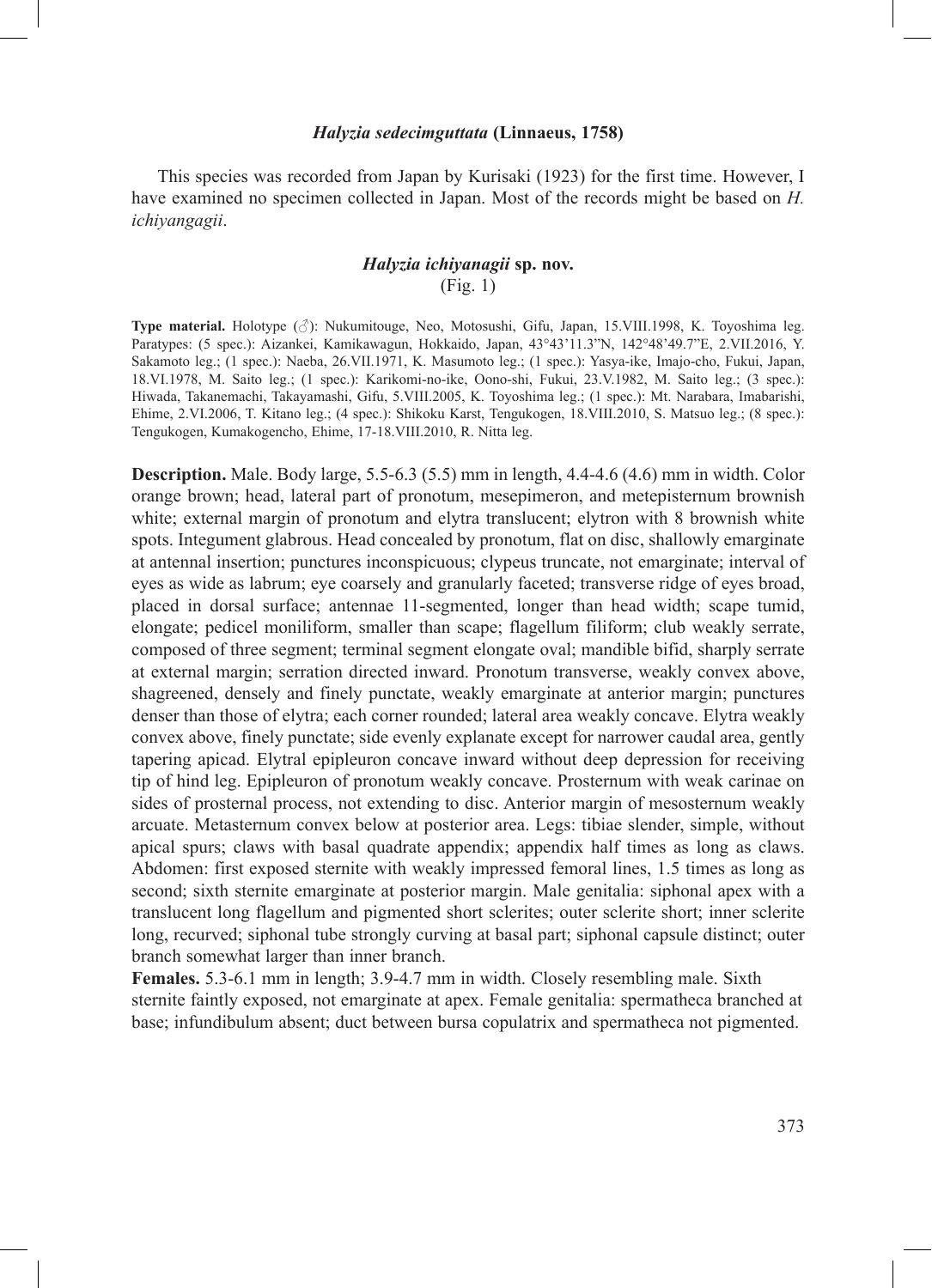### *Halyzia sedecimguttata* (Linnaeus, 1758)

This species was recorded from Japan by Kurisaki (1923) for the first time. However, I have examined no specimen collected in Japan. Most of the records might be based on *H. ichiyangagii*.

### *Halyzia ichiyanagii* sp. nov.

(Fig. 1)

**Type material.** Holotype (♂): Nukumitouge, Neo, Motosushi, Gifu, Japan, 15.VIII.1998, K. Toyoshima leg. Paratypes: (5 spec.): Aizankei, Kamikawagun, Hokkaido, Japan, 43°43'11.3"N, 142°48'49.7"E, 2.VII.2016, Y. Sakamoto leg.; (1 spec.): Naeba, 26.VII.1971, K. Masumoto leg.; (1 spec.): Yasya-ike, Imajo-cho, Fukui, Japan, 18.VI.1978, M. Saito leg.; (1 spec.): Karikomi-no-ike, Oono-shi, Fukui, 23.V.1982, M. Saito leg.; (3 spec.): Hiwada, Takanemachi, Takayamashi, Gifu, 5.VIII.2005, K. Toyoshima leg.; (1 spec.): Mt. Narabara, Imabarishi, Ehime, 2.VI.2006, T. Kitano leg.; (4 spec.): Shikoku Karst, Tengukogen, 18.VIII.2010, S. Matsuo leg.; (8 spec.): Tengukogen, Kumakogencho, Ehime, 17-18.VIII.2010, R. Nitta leg.

**Description.** Male. Body large, 5.5-6.3 (5.5) mm in length, 4.4-4.6 (4.6) mm in width. Color orange brown; head, lateral part of pronotum, mesepimeron, and metepisternum brownish white; external margin of pronotum and elytra translucent; elytron with 8 brownish white spots. Integument glabrous. Head concealed by pronotum, flat on disc, shallowly emarginate at antennal insertion; punctures inconspicuous; clypeus truncate, not emarginate; interval of eyes as wide as labrum; eye coarsely and granularly faceted; transverse ridge of eyes broad, placed in dorsal surface; antennae 11-segmented, longer than head width; scape tumid, elongate; pedicel moniliform, smaller than scape; flagellum filiform; club weakly serrate, composed of three segment; terminal segment elongate oval; mandible bifid, sharply serrate at external margin; serration directed inward. Pronotum transverse, weakly convex above, shagreened, densely and finely punctate, weakly emarginate at anterior margin; punctures denser than those of elytra; each corner rounded; lateral area weakly concave. Elytra weakly convex above, finely punctate; side evenly explanate except for narrower caudal area, gently tapering apicad. Elytral epipleuron concave inward without deep depression for receiving tip of hind leg. Epipleuron of pronotum weakly concave. Prosternum with weak carinae on sides of prosternal process, not extending to disc. Anterior margin of mesosternum weakly arcuate. Metasternum convex below at posterior area. Legs: tibiae slender, simple, without apical spurs; claws with basal quadrate appendix; appendix half times as long as claws. Abdomen: first exposed sternite with weakly impressed femoral lines, 1.5 times as long as second; sixth sternite emarginate at posterior margin. Male genitalia: siphonal apex with a translucent long flagellum and pigmented short sclerites; outer sclerite short; inner sclerite long, recurved; siphonal tube strongly curving at basal part; siphonal capsule distinct; outer branch somewhat larger than inner branch.

**Females.** 5.3-6.1 mm in length; 3.9-4.7 mm in width. Closely resembling male. Sixth sternite faintly exposed, not emarginate at apex. Female genitalia: spermatheca branched at base; infundibulum absent; duct between bursa copulatrix and spermatheca not pigmented.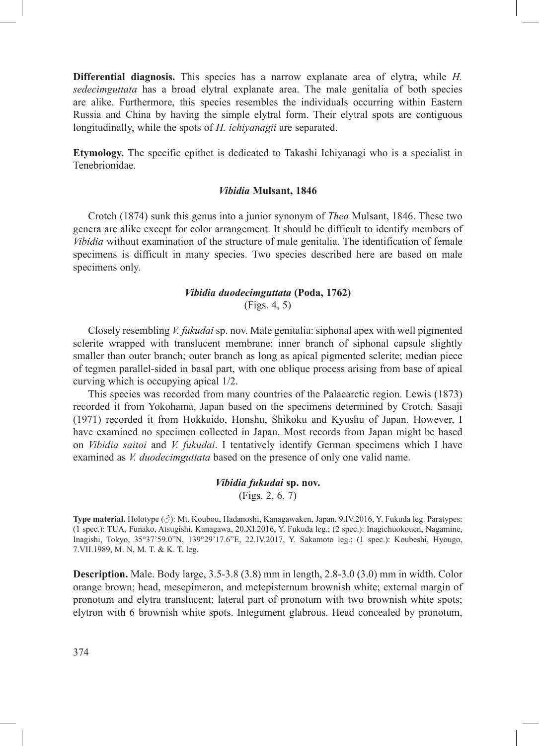**Differential diagnosis.** This species has a narrow explanate area of elytra, while *H. sedecimguttata* has a broad elytral explanate area. The male genitalia of both species are alike. Furthermore, this species resembles the individuals occurring within Eastern Russia and China by having the simple elytral form. Their elytral spots are contiguous longitudinally, while the spots of *H. ichiyanagii* are separated.

**Etymology.** The specific epithet is dedicated to Takashi Ichiyanagi who is a specialist in Tenebrionidae.

### *Vibidia* Mulsant, 1846

Crotch (1874) sunk this genus into a junior synonym of *Thea* Mulsant, 1846. These two genera are alike except for color arrangement. It should be difficult to identify members of *Vibidia* without examination of the structure of male genitalia. The identification of female specimens is difficult in many species. Two species described here are based on male specimens only.

### *Vibidia duodecimguttata* (Poda, 1762)

(Figs. 4, 5)

Closely resembling *V. fukudai* sp. nov. Male genitalia: siphonal apex with well pigmented sclerite wrapped with translucent membrane; inner branch of siphonal capsule slightly smaller than outer branch; outer branch as long as apical pigmented sclerite; median piece of tegmen parallel-sided in basal part, with one oblique process arising from base of apical curving which is occupying apical 1/2.

This species was recorded from many countries of the Palaearctic region. Lewis (1873) recorded it from Yokohama, Japan based on the specimens determined by Crotch. Sasaji (1971) recorded it from Hokkaido, Honshu, Shikoku and Kyushu of Japan. However, I have examined no specimen collected in Japan. Most records from Japan might be based on *Vibidia saitoi* and *V. fukudai*. I tentatively identify German specimens which I have examined as *V. duodecimguttata* based on the presence of only one valid name.

### *Vibidia fukudai* sp. nov.

(Figs. 2, 6, 7)

**Type material.** Holotype (♂): Mt. Koubou, Hadanoshi, Kanagawaken, Japan, 9.IV.2016, Y. Fukuda leg. Paratypes: (1 spec.): TUA, Funako, Atsugishi, Kanagawa, 20.XI.2016, Y. Fukuda leg.; (2 spec.): Inagichuokouen, Nagamine, Inagishi, Tokyo, 35°37'59.0"N, 139°29'17.6"E, 22.IV.2017, Y. Sakamoto leg.; (1 spec.): Koubeshi, Hyougo, 7.VII.1989, M. N, M. T. & K. T. leg.

**Description.** Male. Body large, 3.5-3.8 (3.8) mm in length, 2.8-3.0 (3.0) mm in width. Color orange brown; head, mesepimeron, and metepisternum brownish white; external margin of pronotum and elytra translucent; lateral part of pronotum with two brownish white spots; elytron with 6 brownish white spots. Integument glabrous. Head concealed by pronotum,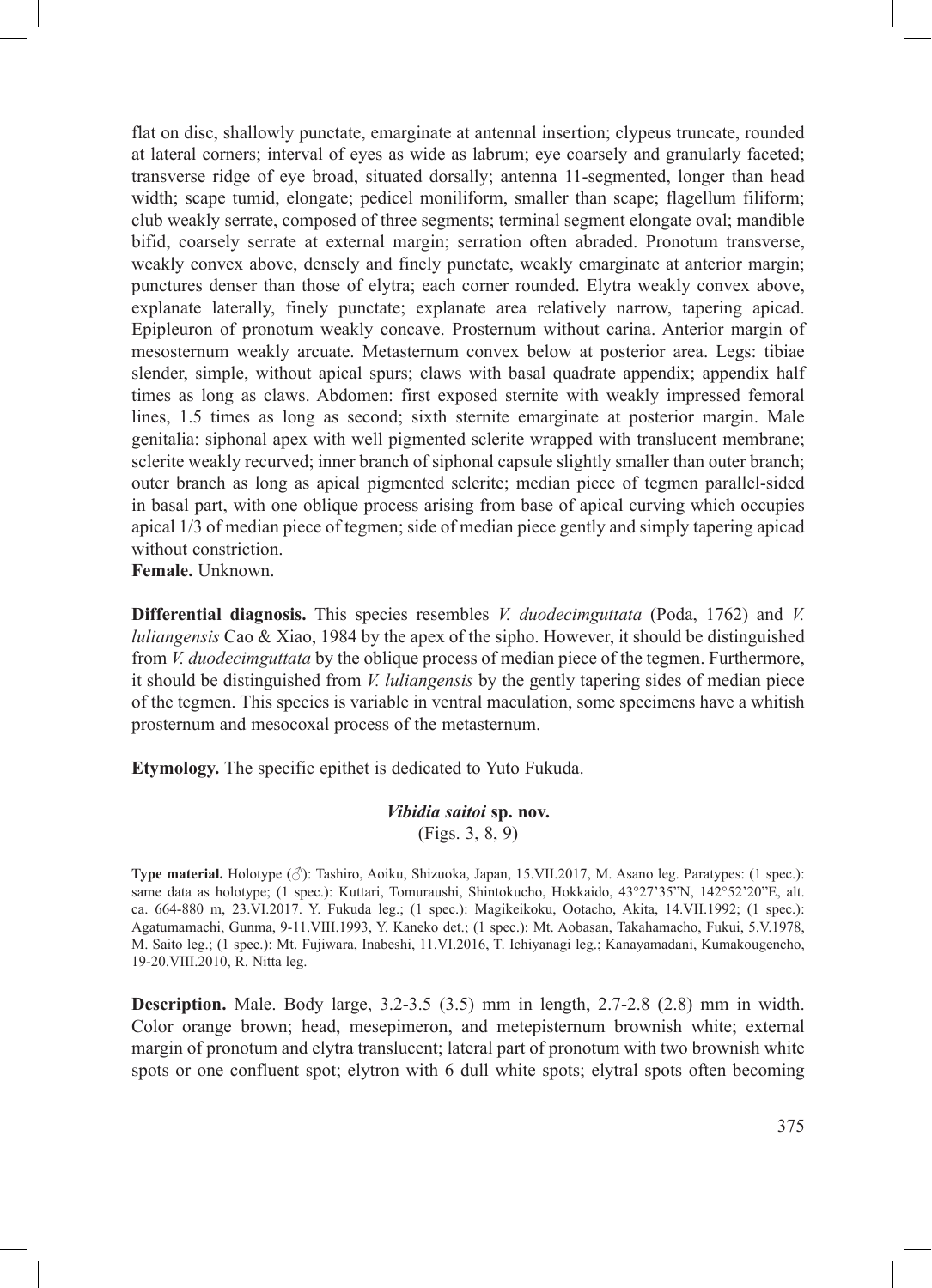flat on disc, shallowly punctate, emarginate at antennal insertion; clypeus truncate, rounded at lateral corners; interval of eyes as wide as labrum; eye coarsely and granularly faceted; transverse ridge of eye broad, situated dorsally; antenna 11-segmented, longer than head width; scape tumid, elongate; pedicel moniliform, smaller than scape; flagellum filiform; club weakly serrate, composed of three segments; terminal segment elongate oval; mandible bifid, coarsely serrate at external margin; serration often abraded. Pronotum transverse, weakly convex above, densely and finely punctate, weakly emarginate at anterior margin; punctures denser than those of elytra; each corner rounded. Elytra weakly convex above, explanate laterally, finely punctate; explanate area relatively narrow, tapering apicad. Epipleuron of pronotum weakly concave. Prosternum without carina. Anterior margin of mesosternum weakly arcuate. Metasternum convex below at posterior area. Legs: tibiae slender, simple, without apical spurs; claws with basal quadrate appendix; appendix half times as long as claws. Abdomen: first exposed sternite with weakly impressed femoral lines, 1.5 times as long as second; sixth sternite emarginate at posterior margin. Male genitalia: siphonal apex with well pigmented sclerite wrapped with translucent membrane; sclerite weakly recurved; inner branch of siphonal capsule slightly smaller than outer branch; outer branch as long as apical pigmented sclerite; median piece of tegmen parallel-sided in basal part, with one oblique process arising from base of apical curving which occupies apical 1/3 of median piece of tegmen; side of median piece gently and simply tapering apicad without constriction.

**Female.** Unknown.

**Differential diagnosis.** This species resembles *V. duodecimguttata* (Poda, 1762) and *V. luliangensis* Cao & Xiao, 1984 by the apex of the sipho. However, it should be distinguished from *V. duodecimguttata* by the oblique process of median piece of the tegmen. Furthermore, it should be distinguished from *V. luliangensis* by the gently tapering sides of median piece of the tegmen. This species is variable in ventral maculation, some specimens have a whitish prosternum and mesocoxal process of the metasternum.

**Etymology.** The specific epithet is dedicated to Yuto Fukuda.

### *Vibidia saitoi* sp. nov.

(Figs. 3, 8, 9)

**Type material.** Holotype (♂): Tashiro, Aoiku, Shizuoka, Japan, 15.VII.2017, M. Asano leg. Paratypes: (1 spec.): same data as holotype; (1 spec.): Kuttari, Tomuraushi, Shintokucho, Hokkaido, 43°27'35"N, 142°52'20"E, alt. ca. 664-880 m, 23.VI.2017. Y. Fukuda leg.; (1 spec.): Magikeikoku, Ootacho, Akita, 14.VII.1992; (1 spec.): Agatumamachi, Gunma, 9-11.VIII.1993, Y. Kaneko det.; (1 spec.): Mt. Aobasan, Takahamacho, Fukui, 5.V.1978, M. Saito leg.; (1 spec.): Mt. Fujiwara, Inabeshi, 11.VI.2016, T. Ichiyanagi leg.; Kanayamadani, Kumakougencho, 19-20.VIII.2010, R. Nitta leg.

**Description.** Male. Body large, 3.2-3.5 (3.5) mm in length, 2.7-2.8 (2.8) mm in width. Color orange brown; head, mesepimeron, and metepisternum brownish white; external margin of pronotum and elytra translucent; lateral part of pronotum with two brownish white spots or one confluent spot; elytron with 6 dull white spots; elytral spots often becoming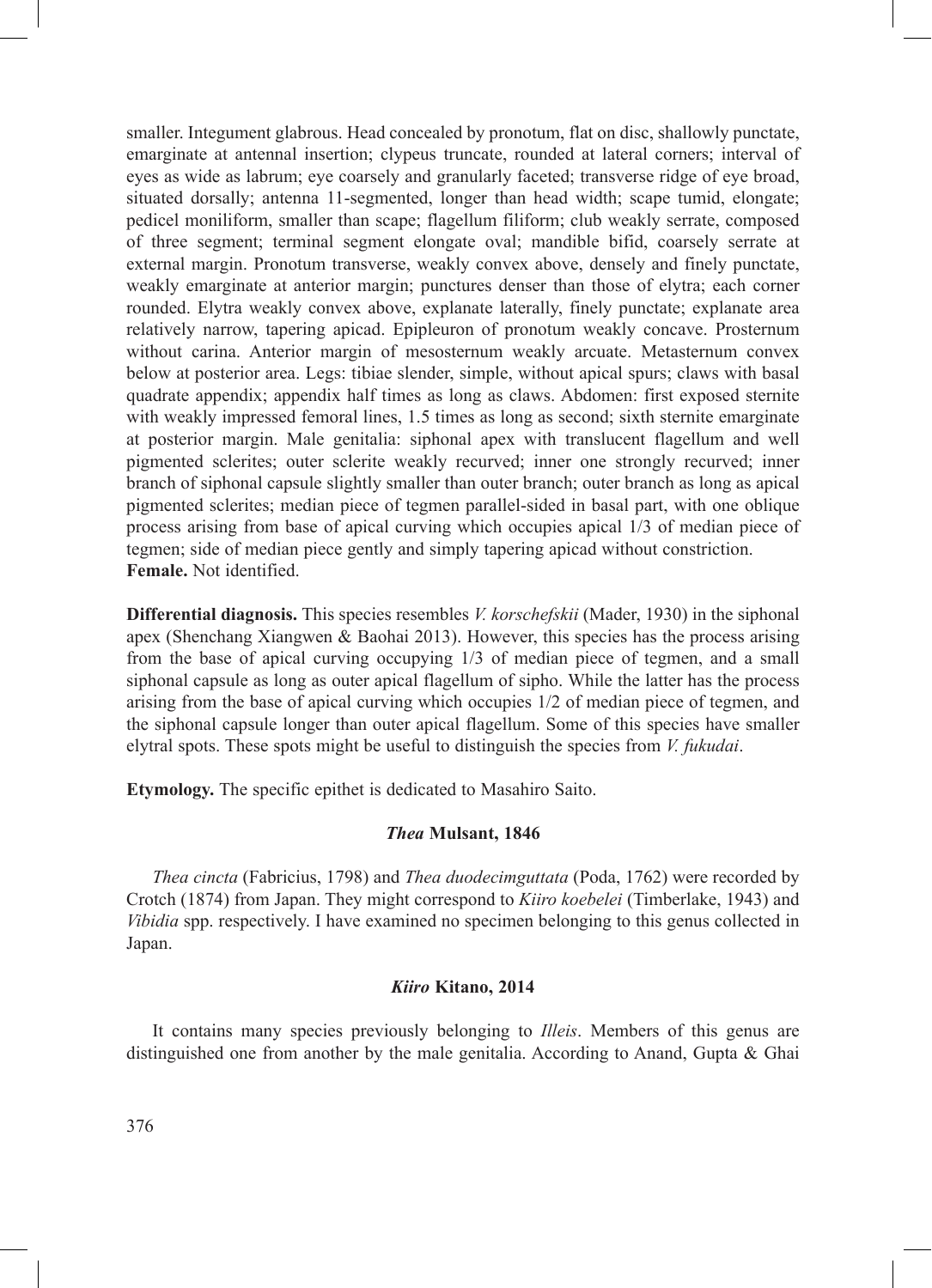smaller. Integument glabrous. Head concealed by pronotum, flat on disc, shallowly punctate, emarginate at antennal insertion; clypeus truncate, rounded at lateral corners; interval of eyes as wide as labrum; eye coarsely and granularly faceted; transverse ridge of eye broad, situated dorsally; antenna 11-segmented, longer than head width; scape tumid, elongate; pedicel moniliform, smaller than scape; flagellum filiform; club weakly serrate, composed of three segment; terminal segment elongate oval; mandible bifid, coarsely serrate at external margin. Pronotum transverse, weakly convex above, densely and finely punctate, weakly emarginate at anterior margin; punctures denser than those of elytra; each corner rounded. Elytra weakly convex above, explanate laterally, finely punctate; explanate area relatively narrow, tapering apicad. Epipleuron of pronotum weakly concave. Prosternum without carina. Anterior margin of mesosternum weakly arcuate. Metasternum convex below at posterior area. Legs: tibiae slender, simple, without apical spurs; claws with basal quadrate appendix; appendix half times as long as claws. Abdomen: first exposed sternite with weakly impressed femoral lines, 1.5 times as long as second; sixth sternite emarginate at posterior margin. Male genitalia: siphonal apex with translucent flagellum and well pigmented sclerites; outer sclerite weakly recurved; inner one strongly recurved; inner branch of siphonal capsule slightly smaller than outer branch; outer branch as long as apical pigmented sclerites; median piece of tegmen parallel-sided in basal part, with one oblique process arising from base of apical curving which occupies apical 1/3 of median piece of tegmen; side of median piece gently and simply tapering apicad without constriction.
**Female.** Not identified.

**Differential diagnosis.** This species resembles *V. korschefskii* (Mader, 1930) in the siphonal apex (Shenchang Xiangwen & Baohai 2013). However, this species has the process arising from the base of apical curving occupying 1/3 of median piece of tegmen, and a small siphonal capsule as long as outer apical flagellum of sipho. While the latter has the process arising from the base of apical curving which occupies 1/2 of median piece of tegmen, and the siphonal capsule longer than outer apical flagellum. Some of this species have smaller elytral spots. These spots might be useful to distinguish the species from *V. fukudai*.

**Etymology.** The specific epithet is dedicated to Masahiro Saito.

### *Thea* Mulsant, 1846

*Thea cincta* (Fabricius, 1798) and *Thea duodecimguttata* (Poda, 1762) were recorded by Crotch (1874) from Japan. They might correspond to *Kiiro koebelei* (Timberlake, 1943) and *Vibidia* spp. respectively. I have examined no specimen belonging to this genus collected in Japan.

### *Kiiro* Kitano, 2014

It contains many species previously belonging to *Illeis*. Members of this genus are distinguished one from another by the male genitalia. According to Anand, Gupta & Ghai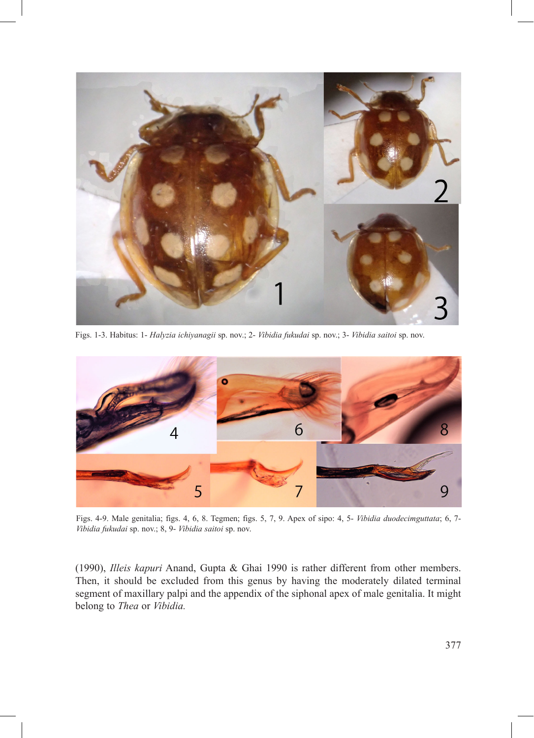Figs. 1-3. Habitus: 1- *Halyzia ichiyanagii* sp. nov.; 2- *Vibidia fukudai* sp. nov.; 3- *Vibidia saitoi* sp. nov.

Figs. 4-9. Male genitalia; figs. 4, 6, 8. Tegmen; figs. 5, 7, 9. Apex of sipo: 4, 5- *Vibidia duodecimguttata*; 6, 7- *Vibidia fukudai* sp. nov.; 8, 9- *Vibidia saitoi* sp. nov.

(1990), *Illeis kapuri* Anand, Gupta & Ghai 1990 is rather different from other members. Then, it should be excluded from this genus by having the moderately dilated terminal segment of maxillary palpi and the appendix of the siphonal apex of male genitalia. It might belong to *Thea* or *Vibidia.*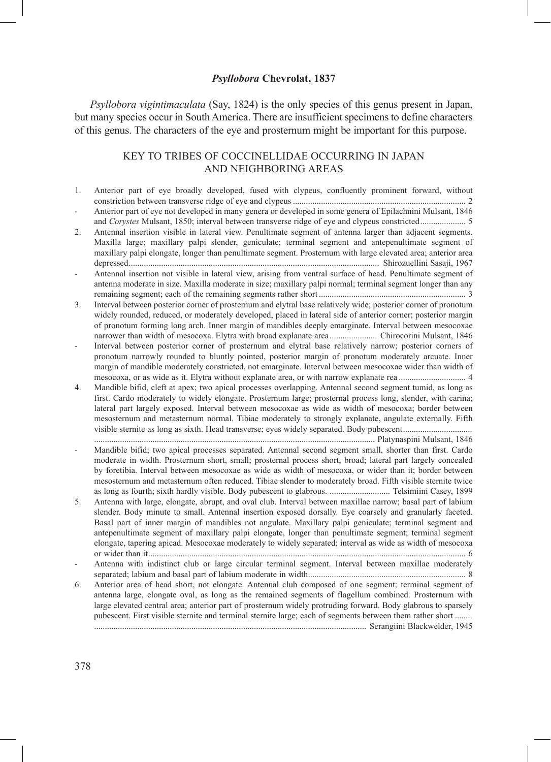### *Psyllobora* Chevrolat, 1837

*Psyllobora vigintimaculata* (Say, 1824) is the only species of this genus present in Japan, but many species occur in South America. There are insufficient specimens to define characters of this genus. The characters of the eye and prosternum might be important for this purpose.

## KEY TO TRIBES OF COCCINELLIDAE OCCURRING IN JAPAN AND NEIGHBORING AREAS

1. Anterior part of eye broadly developed, fused with clypeus, confluently prominent forward, without constriction between transverse ridge of eye and clypeus ................................................................................ 2
- Anterior part of eye not developed in many genera or developed in some genera of Epilachnini Mulsant, 1846 and *Corystes* Mulsant, 1850; interval between transverse ridge of eye and clypeus constricted..................... 5
2. Antennal insertion visible in lateral view. Penultimate segment of antenna larger than adjacent segments. Maxilla large; maxillary palpi slender, geniculate; terminal segment and antepenultimate segment of maxillary palpi elongate, longer than penultimate segment. Prosternum with large elevated area; anterior area depressed.................................................................................................................. Shirozuellini Sasaji, 1967
- Antennal insertion not visible in lateral view, arising from ventral surface of head. Penultimate segment of antenna moderate in size. Maxilla moderate in size; maxillary palpi normal; terminal segment longer than any remaining segment; each of the remaining segments rather short .................................................................... 3
3. Interval between posterior corner of prosternum and elytral base relatively wide; posterior corner of pronotum widely rounded, reduced, or moderately developed, placed in lateral side of anterior corner; posterior margin of pronotum forming long arch. Inner margin of mandibles deeply emarginate. Interval between mesocoxae narrower than width of mesocoxa. Elytra with broad explanate area...................... Chirocorini Mulsant, 1846
- Interval between posterior corner of prosternum and elytral base relatively narrow; posterior corners of pronotum narrowly rounded to bluntly pointed, posterior margin of pronotum moderately arcuate. Inner margin of mandible moderately constricted, not emarginate. Interval between mesocoxae wider than width of mesocoxa, or as wide as it. Elytra without explanate area, or with narrow explanate rea ............................... 4
4. Mandible bifid, cleft at apex; two apical processes overlapping. Antennal second segment tumid, as long as first. Cardo moderately to widely elongate. Prosternum large; prosternal process long, slender, with carina; lateral part largely exposed. Interval between mesocoxae as wide as width of mesocoxa; border between mesosternum and metasternum normal. Tibiae moderately to strongly explanate, angulate externally. Fifth visible sternite as long as sixth. Head transverse; eyes widely separated. Body pubescent................................ ................................................................................................................... Platynaspini Mulsant, 1846
- Mandible bifid; two apical processes separated. Antennal second segment small, shorter than first. Cardo moderate in width. Prosternum short, small; prosternal process short, broad; lateral part largely concealed by foretibia. Interval between mesocoxae as wide as width of mesocoxa, or wider than it; border between mesosternum and metasternum often reduced. Tibiae slender to moderately broad. Fifth visible sternite twice as long as fourth; sixth hardly visible. Body pubescent to glabrous. ............................ Telsimiini Casey, 1899
5. Antenna with large, elongate, abrupt, and oval club. Interval between maxillae narrow; basal part of labium slender. Body minute to small. Antennal insertion exposed dorsally. Eye coarsely and granularly faceted. Basal part of inner margin of mandibles not angulate. Maxillary palpi geniculate; terminal segment and antepenultimate segment of maxillary palpi elongate, longer than penultimate segment; terminal segment elongate, tapering apicad. Mesocoxae moderately to widely separated; interval as wide as width of mesocoxa or wider than it.................................................................................................................................................. 6
- Antenna with indistinct club or large circular terminal segment. Interval between maxillae moderately separated; labium and basal part of labium moderate in width......................................................................... 8
6. Anterior area of head short, not elongate. Antennal club composed of one segment; terminal segment of antenna large, elongate oval, as long as the remained segments of flagellum combined. Prosternum with large elevated central area; anterior part of prosternum widely protruding forward. Body glabrous to sparsely pubescent. First visible sternite and terminal sternite large; each of segments between them rather short ........ ............................................................................................................................. Serangiini Blackwelder, 1945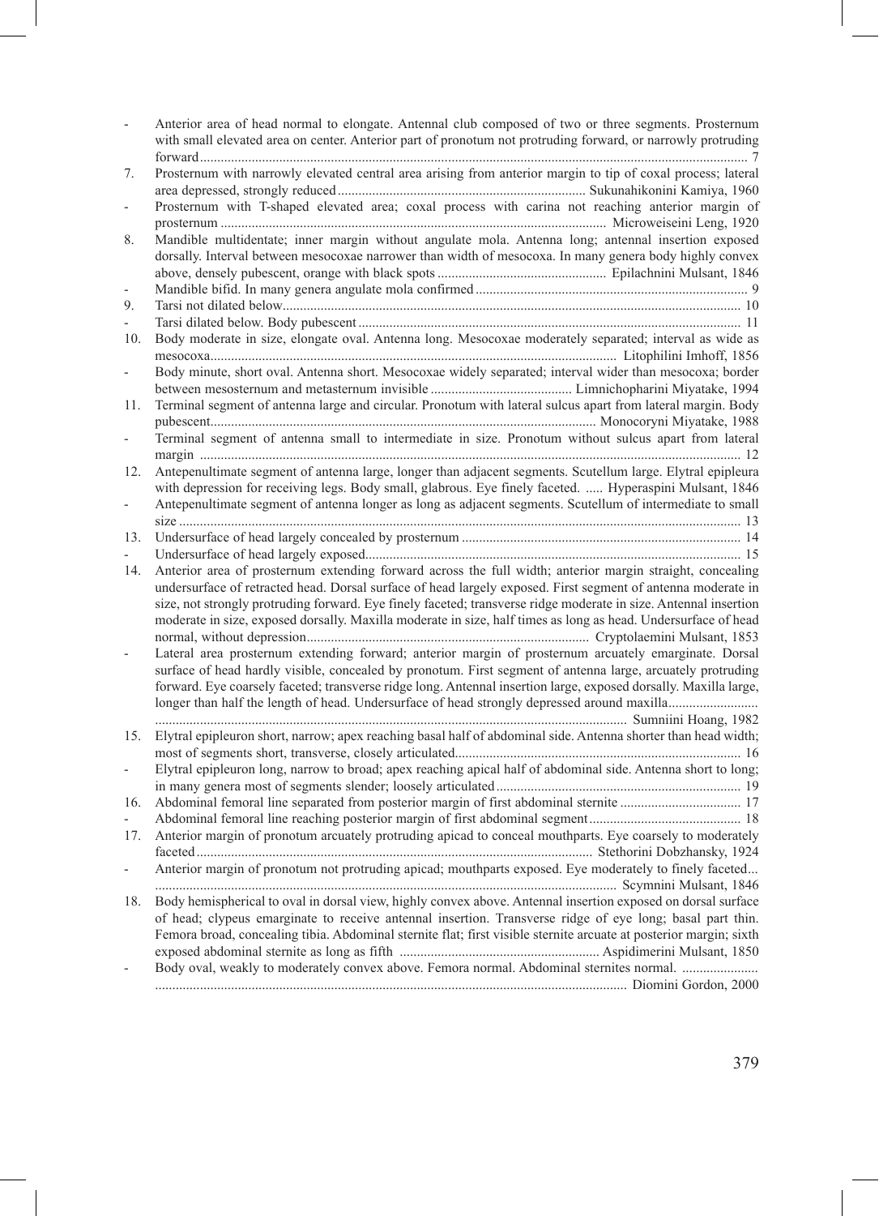- Anterior area of head normal to elongate. Antennal club composed of two or three segments. Prosternum with small elevated area on center. Anterior part of pronotum not protruding forward, or narrowly protruding forward ........................................................................ 7

7. Prosternum with narrowly elevated central area arising from anterior margin to tip of coxal process; lateral area depressed, strongly reduced ........................................................................ Sukunahikonini Kamiya, 1960

- Prosternum with T-shaped elevated area; coxal process with carina not reaching anterior margin of prosternum ........................................................................ Microweiseini Leng, 1920

8. Mandible multidentate; inner margin without angulate mola. Antenna long; antennal insertion exposed dorsally. Interval between mesocoxae narrower than width of mesocoxa. In many genera body highly convex above, densely pubescent, orange with black spots ........................................................................ Epilachnini Mulsant, 1846

- Mandible bifid. In many genera angulate mola confirmed ........................................................................ 9

9. Tarsi not dilated below ........................................................................ 10

- Tarsi dilated below. Body pubescent ........................................................................ 11

10. Body moderate in size, elongate oval. Antenna long. Mesocoxae moderately separated; interval as wide as mesocoxa ........................................................................ Litophilini Imhoff, 1856

- Body minute, short oval. Antenna short. Mesocoxae widely separated; interval wider than mesocoxa; border between mesosternum and metasternum invisible ........................................................................ Limnichopharini Miyatake, 1994

11. Terminal segment of antenna large and circular. Pronotum with lateral sulcus apart from lateral margin. Body pubescent ........................................................................ Monocoryni Miyatake, 1988

- Terminal segment of antenna small to intermediate in size. Pronotum without sulcus apart from lateral margin ........................................................................ 12

12. Antepenultimate segment of antenna large, longer than adjacent segments. Scutellum large. Elytral epipleura with depression for receiving legs. Body small, glabrous. Eye finely faceted. ..... Hyperaspini Mulsant, 1846

- Antepenultimate segment of antenna longer as long as adjacent segments. Scutellum of intermediate to small size ........................................................................ 13

13. Undersurface of head largely concealed by prosternum ........................................................................ 14

- Undersurface of head largely exposed ........................................................................ 15

14. Anterior area of prosternum extending forward across the full width; anterior margin straight, concealing undersurface of retracted head. Dorsal surface of head largely exposed. First segment of antenna moderate in size, not strongly protruding forward. Eye finely faceted; transverse ridge moderate in size. Antennal insertion moderate in size, exposed dorsally. Maxilla moderate in size, half times as long as head. Undersurface of head normal, without depression ........................................................................ Cryptolaemini Mulsant, 1853

- Lateral area prosternum extending forward; anterior margin of prosternum arcuately emarginate. Dorsal surface of head hardly visible, concealed by pronotum. First segment of antenna large, arcuately protruding forward. Eye coarsely faceted; transverse ridge long. Antennal insertion large, exposed dorsally. Maxilla large, longer than half the length of head. Undersurface of head strongly depressed around maxilla ........................................................................ Sumniini Hoang, 1982

15. Elytral epipleuron short, narrow; apex reaching basal half of abdominal side. Antenna shorter than head width; most of segments short, transverse, closely articulated ........................................................................ 16

- Elytral epipleuron long, narrow to broad; apex reaching apical half of abdominal side. Antenna short to long; in many genera most of segments slender; loosely articulated ........................................................................ 19

16. Abdominal femoral line separated from posterior margin of first abdominal sternite ........................................................................ 17

- Abdominal femoral line reaching posterior margin of first abdominal segment ........................................................................ 18

17. Anterior margin of pronotum arcuately protruding apicad to conceal mouthparts. Eye coarsely to moderately faceted ........................................................................ Stethorini Dobzhansky, 1924

- Anterior margin of pronotum not protruding apicad; mouthparts exposed. Eye moderately to finely faceted... ........................................................................ Scymnini Mulsant, 1846

18. Body hemispherical to oval in dorsal view, highly convex above. Antennal insertion exposed on dorsal surface of head; clypeus emarginate to receive antennal insertion. Transverse ridge of eye long; basal part thin. Femora broad, concealing tibia. Abdominal sternite flat; first visible sternite arcuate at posterior margin; sixth exposed abdominal sternite as long as fifth ........................................................................ Aspidimerini Mulsant, 1850

- Body oval, weakly to moderately convex above. Femora normal. Abdominal sternites normal. ........................................................................ Diomini Gordon, 2000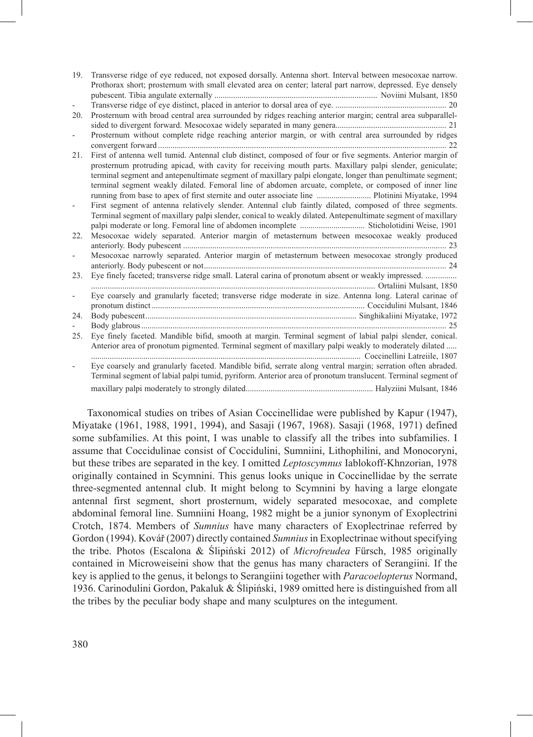19. Transverse ridge of eye reduced, not exposed dorsally. Antenna short. Interval between mesocoxae narrow. Prothorax short; prosternum with small elevated area on center; lateral part narrow, depressed. Eye densely pubescent. Tibia angulate externally ............................................................................ Noviini Mulsant, 1850
- Transverse ridge of eye distinct, placed in anterior to dorsal area of eye. ..................................................... 20
20. Prosternum with broad central area surrounded by ridges reaching anterior margin; central area subparallel-sided to divergent forward. Mesocoxae widely separated in many genera..................................................... 21
- Prosternum without complete ridge reaching anterior margin, or with central area surrounded by ridges convergent forward........................................................................................................................................ 22
21. First of antenna well tumid. Antennal club distinct, composed of four or five segments. Anterior margin of prosternum protruding apicad, with cavity for receiving mouth parts. Maxillary palpi slender, geniculate; terminal segment and antepenultimate segment of maxillary palpi elongate, longer than penultimate segment; terminal segment weakly dilated. Femoral line of abdomen arcuate, complete, or composed of inner line running from base to apex of first sternite and outer associate line .......................... Plotinini Miyatake, 1994
- First segment of antenna relatively slender. Antennal club faintly dilated, composed of three segments. Terminal segment of maxillary palpi slender, conical to weakly dilated. Antepenultimate segment of maxillary palpi moderate or long. Femoral line of abdomen incomplete ............................... Sticholotidini Weise, 1901
22. Mesocoxae widely separated. Anterior margin of metasternum between mesocoxae weakly produced anteriorly. Body pubescent ............................................................................................................................ 23
- Mesocoxae narrowly separated. Anterior margin of metasternum between mesocoxae strongly produced anteriorly. Body pubescent or not.................................................................................................................. 24
23. Eye finely faceted; transverse ridge small. Lateral carina of pronotum absent or weakly impressed. ............... ....................................................................................................................... Ortaliini Mulsant, 1850
- Eye coarsely and granularly faceted; transverse ridge moderate in size. Antenna long. Lateral carinae of pronotum distinct ..................................................................................................... Coccidulini Mulsant, 1846
24. Body pubescent.................................................................................................... Singhikaliini Miyatake, 1972
- Body glabrous ................................................................................................................................................ 25
25. Eye finely faceted. Mandible bifid, smooth at margin. Terminal segment of labial palpi slender, conical. Anterior area of pronotum pigmented. Terminal segment of maxillary palpi weakly to moderately dilated ..... ................................................................................................................ Coccinellini Latreiile, 1807
- Eye coarsely and granularly faceted. Mandible bifid, serrate along ventral margin; serration often abraded. Terminal segment of labial palpi tumid, pyriform. Anterior area of pronotum translucent. Terminal segment of maxillary palpi moderately to strongly dilated............................................................ Halyziini Mulsant, 1846

Taxonomical studies on tribes of Asian Coccinellidae were published by Kapur (1947), Miyatake (1961, 1988, 1991, 1994), and Sasaji (1967, 1968). Sasaji (1968, 1971) defined some subfamilies. At this point, I was unable to classify all the tribes into subfamilies. I assume that Coccidulinae consist of Coccidulini, Sumniini, Lithophilini, and Monocoryni, but these tribes are separated in the key. I omitted *Leptoscymnus* Iablokoff-Khnzorian, 1978 originally contained in Scymnini. This genus looks unique in Coccinellidae by the serrate three-segmented antennal club. It might belong to Scymnini by having a large elongate antennal first segment, short prosternum, widely separated mesocoxae, and complete abdominal femoral line. Sumniini Hoang, 1982 might be a junior synonym of Exoplectrini Crotch, 1874. Members of *Sumnius* have many characters of Exoplectrinae referred by Gordon (1994). Kovář (2007) directly contained *Sumnius* in Exoplectrinae without specifying the tribe. Photos (Escalona & Ślipiński 2012) of *Microfreudea* Fürsch, 1985 originally contained in Microweiseini show that the genus has many characters of Serangiini. If the key is applied to the genus, it belongs to Serangiini together with *Paracoelopterus* Normand, 1936. Carinodulini Gordon, Pakaluk & Ślipiński, 1989 omitted here is distinguished from all the tribes by the peculiar body shape and many sculptures on the integument.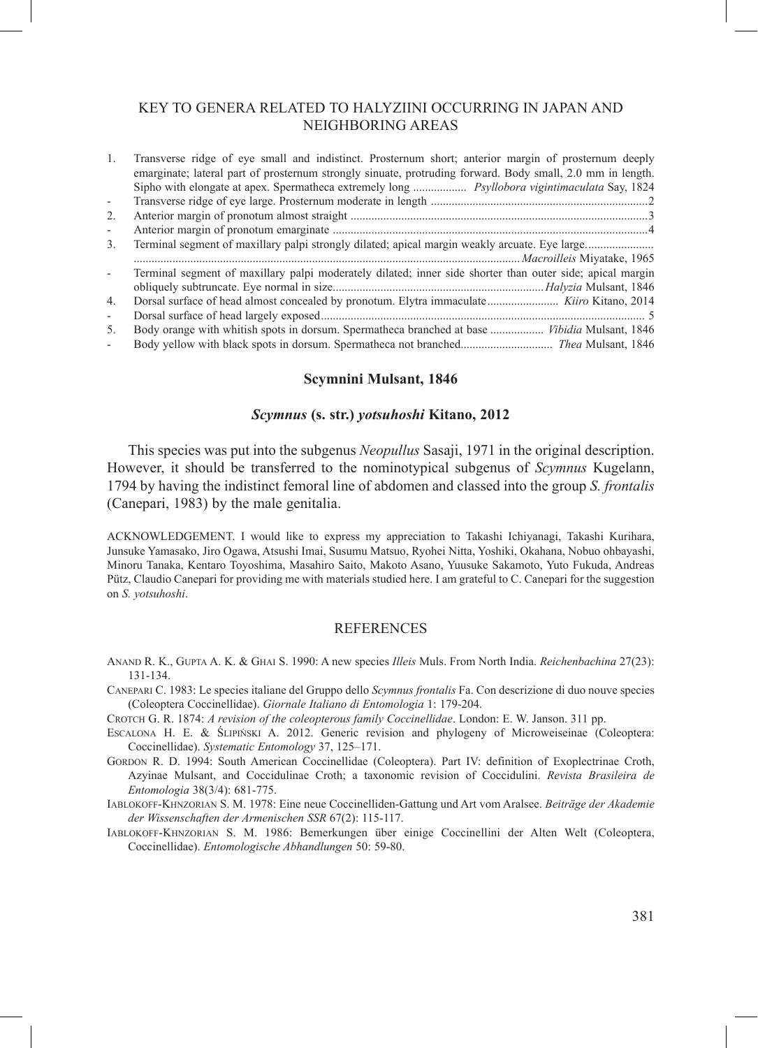## KEY TO GENERA RELATED TO HALYZIINI OCCURRING IN JAPAN AND NEIGHBORING AREAS

1. Transverse ridge of eye small and indistinct. Prosternum short; anterior margin of prosternum deeply emarginate; lateral part of prosternum strongly sinuate, protruding forward. Body small, 2.0 mm in length. Sipho with elongate at apex. Spermatheca extremely long .................. *Psyllobora vigintimaculata* Say, 1824
- Transverse ridge of eye large. Prosternum moderate in length ........................................................................2
2. Anterior margin of pronotum almost straight ...................................................................................................3
- Anterior margin of pronotum emarginate .........................................................................................................4
3. Terminal segment of maxillary palpi strongly dilated; apical margin weakly arcuate. Eye large....................... .................................................................................................................................*Macroilleis* Miyatake, 1965
- Terminal segment of maxillary palpi moderately dilated; inner side shorter than outer side; apical margin obliquely subtruncate. Eye normal in size.......................................................................*Halyzia* Mulsant, 1846
4. Dorsal surface of head almost concealed by pronotum. Elytra immaculate........................ *Kiiro* Kitano, 2014
- Dorsal surface of head largely exposed............................................................................................................. 5
5. Body orange with whitish spots in dorsum. Spermatheca branched at base .................. *Vibidia* Mulsant, 1846
- Body yellow with black spots in dorsum. Spermatheca not branched............................... *Thea* Mulsant, 1846

### Scymnini Mulsant, 1846

#### *Scymnus* (s. str.) *yotsuhoshi* Kitano, 2012

This species was put into the subgenus *Neopullus* Sasaji, 1971 in the original description. However, it should be transferred to the nominotypical subgenus of *Scymnus* Kugelann, 1794 by having the indistinct femoral line of abdomen and classed into the group *S. frontalis* (Canepari, 1983) by the male genitalia.

ACKNOWLEDGEMENT. I would like to express my appreciation to Takashi Ichiyanagi, Takashi Kurihara, Junsuke Yamasako, Jiro Ogawa, Atsushi Imai, Susumu Matsuo, Ryohei Nitta, Yoshiki, Okahana, Nobuo ohbayashi, Minoru Tanaka, Kentaro Toyoshima, Masahiro Saito, Makoto Asano, Yuusuke Sakamoto, Yuto Fukuda, Andreas Pütz, Claudio Canepari for providing me with materials studied here. I am grateful to C. Canepari for the suggestion on *S. yotsuhoshi*.

## REFERENCES

Anand R. K., Gupta A. K. & Ghai S. 1990: A new species *Illeis* Muls. From North India. *Reichenbachina* 27(23): 131-134.

Canepari C. 1983: Le species italiane del Gruppo dello *Scymnus frontalis* Fa. Con descrizione di duo nouve species (Coleoptera Coccinellidae). *Giornale Italiano di Entomologia* 1: 179-204.

Crotch G. R. 1874: *A revision of the coleopterous family Coccinellidae*. London: E. W. Janson. 311 pp.

Escalona H. E. & Ślipiński A. 2012. Generic revision and phylogeny of Microweiseinae (Coleoptera: Coccinellidae). *Systematic Entomology* 37, 125–171.

Gordon R. D. 1994: South American Coccinellidae (Coleoptera). Part IV: definition of Exoplectrinae Croth, Azyinae Mulsant, and Coccidulinae Croth; a taxonomic revision of Coccidulini. *Revista Brasileira de Entomologia* 38(3/4): 681-775.

Iablokoff-Khnzorian S. M. 1978: Eine neue Coccinelliden-Gattung und Art vom Aralsee. *Beiträge der Akademie der Wissenschaften der Armenischen SSR* 67(2): 115-117.

Iablokoff-Khnzorian S. M. 1986: Bemerkungen über einige Coccinellini der Alten Welt (Coleoptera, Coccinellidae). *Entomologische Abhandlungen* 50: 59-80.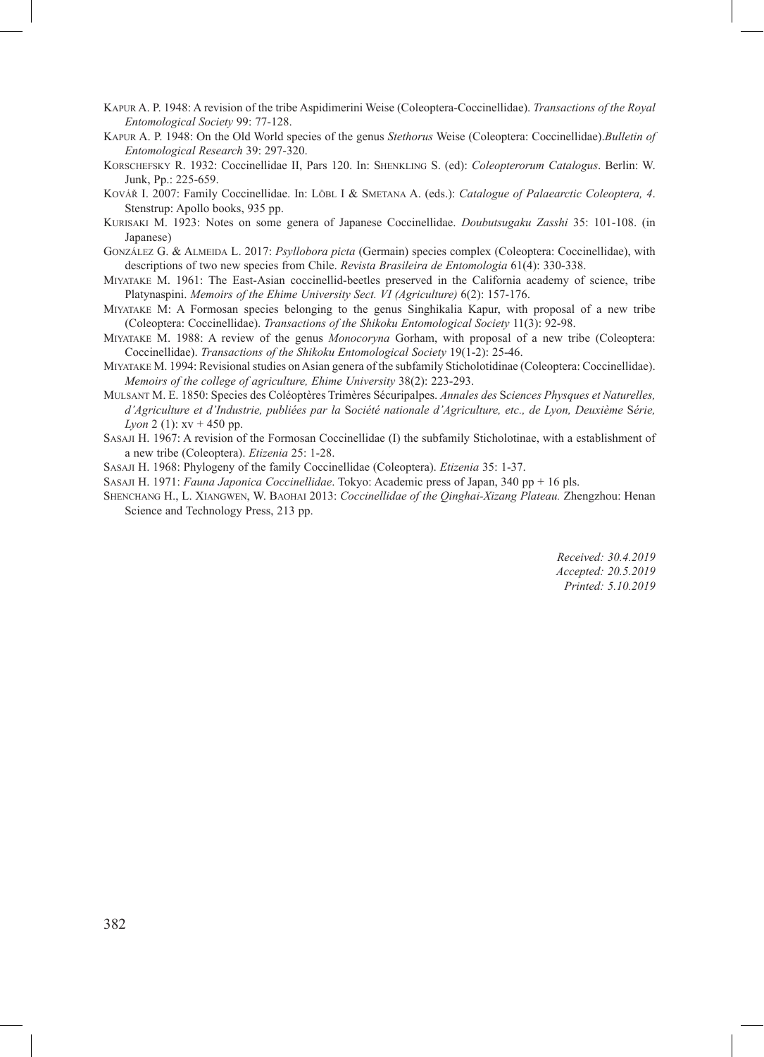Kapur A. P. 1948: A revision of the tribe Aspidimerini Weise (Coleoptera-Coccinellidae). *Transactions of the Royal Entomological Society* 99: 77-128.

Kapur A. P. 1948: On the Old World species of the genus *Stethorus* Weise (Coleoptera: Coccinellidae).*Bulletin of Entomological Research* 39: 297-320.

Korschefsky R. 1932: Coccinellidae II, Pars 120. In: Shenkling S. (ed): *Coleopterorum Catalogus*. Berlin: W. Junk, Pp.: 225-659.

Kovář I. 2007: Family Coccinellidae. In: Löbl I & Smetana A. (eds.): *Catalogue of Palaearctic Coleoptera, 4*. Stenstrup: Apollo books, 935 pp.

Kurisaki M. 1923: Notes on some genera of Japanese Coccinellidae. *Doubutsugaku Zasshi* 35: 101-108. (in Japanese)

González G. & Almeida L. 2017: *Psyllobora picta* (Germain) species complex (Coleoptera: Coccinellidae), with descriptions of two new species from Chile. *Revista Brasileira de Entomologia* 61(4): 330-338.

Miyatake M. 1961: The East-Asian coccinellid-beetles preserved in the California academy of science, tribe Platynaspini. *Memoirs of the Ehime University Sect. VI (Agriculture)* 6(2): 157-176.

Miyatake M: A Formosan species belonging to the genus Singhikalia Kapur, with proposal of a new tribe (Coleoptera: Coccinellidae). *Transactions of the Shikoku Entomological Society* 11(3): 92-98.

Miyatake M. 1988: A review of the genus *Monocoryna* Gorham, with proposal of a new tribe (Coleoptera: Coccinellidae). *Transactions of the Shikoku Entomological Society* 19(1-2): 25-46.

Miyatake M. 1994: Revisional studies on Asian genera of the subfamily Sticholotidinae (Coleoptera: Coccinellidae). *Memoirs of the college of agriculture, Ehime University* 38(2): 223-293.

Mulsant M. E. 1850: Species des Coléoptères Trimères Sécuripalpes. *Annales des Sciences Physques et Naturelles, d'Agriculture et d'Industrie, publiées par la Société nationale d'Agriculture, etc., de Lyon, Deuxième Série, Lyon* 2 (1): xv + 450 pp.

Sasaji H. 1967: A revision of the Formosan Coccinellidae (I) the subfamily Sticholotinae, with a establishment of a new tribe (Coleoptera). *Etizenia* 25: 1-28.

Sasaji H. 1968: Phylogeny of the family Coccinellidae (Coleoptera). *Etizenia* 35: 1-37.

Sasaji H. 1971: *Fauna Japonica Coccinellidae*. Tokyo: Academic press of Japan, 340 pp + 16 pls.

Shenchang H., L. Xiangwen, W. Baohai 2013: *Coccinellidae of the Qinghai-Xizang Plateau.* Zhengzhou: Henan Science and Technology Press, 213 pp.

*Received: 30.4.2019*
*Accepted: 20.5.2019*
*Printed: 5.10.2019*